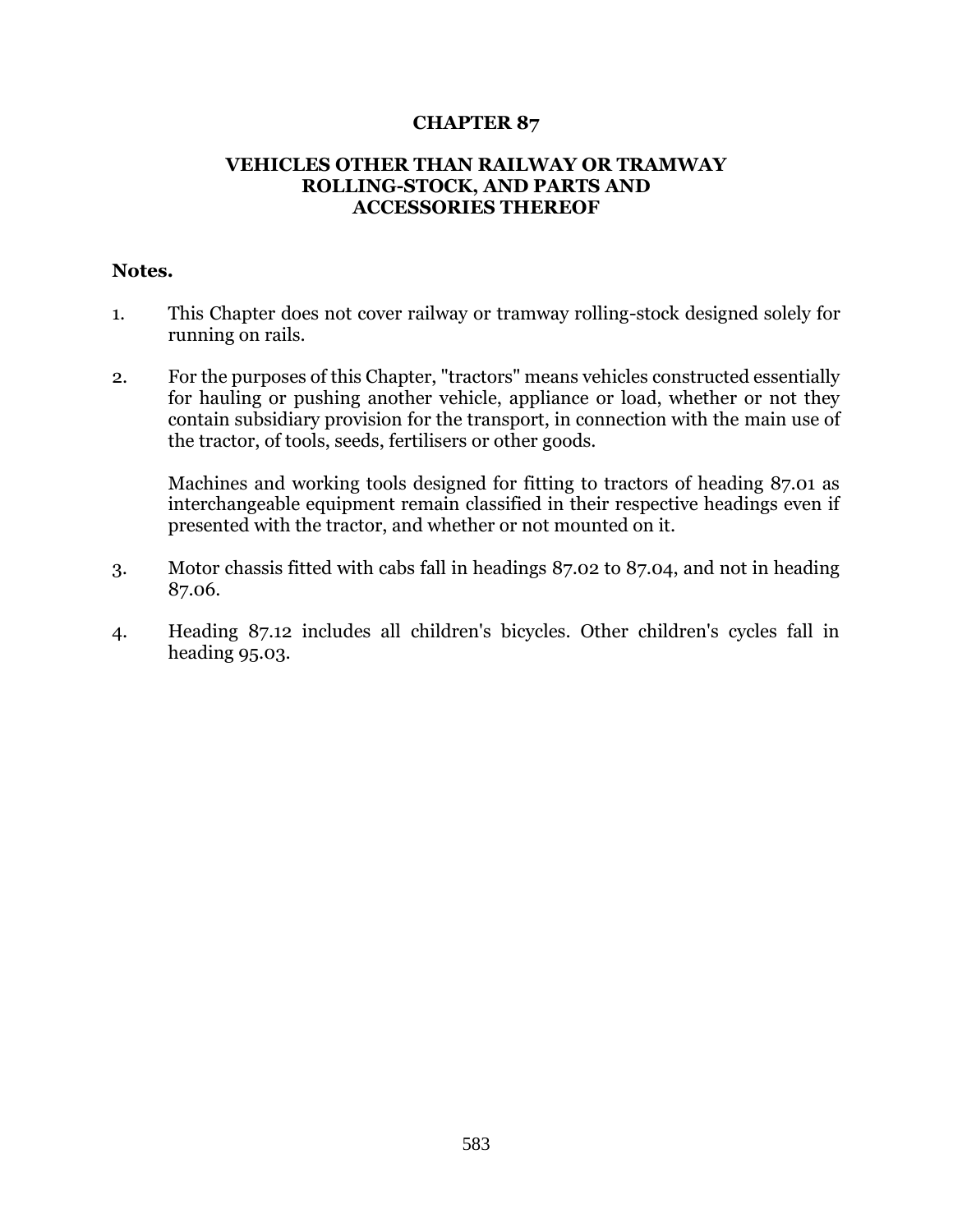# CHAPTER 87

## VEHICLES OTHER THAN RAILWAY OR TRAMWAY ROLLING-STOCK, AND PARTS AND ACCESSORIES THEREOF

**Notes.**

1. This Chapter does not cover railway or tramway rolling-stock designed solely for running on rails.

2. For the purposes of this Chapter, "tractors" means vehicles constructed essentially for hauling or pushing another vehicle, appliance or load, whether or not they contain subsidiary provision for the transport, in connection with the main use of the tractor, of tools, seeds, fertilisers or other goods.

   Machines and working tools designed for fitting to tractors of heading 87.01 as interchangeable equipment remain classified in their respective headings even if presented with the tractor, and whether or not mounted on it.

3. Motor chassis fitted with cabs fall in headings 87.02 to 87.04, and not in heading 87.06.

4. Heading 87.12 includes all children's bicycles. Other children's cycles fall in heading 95.03.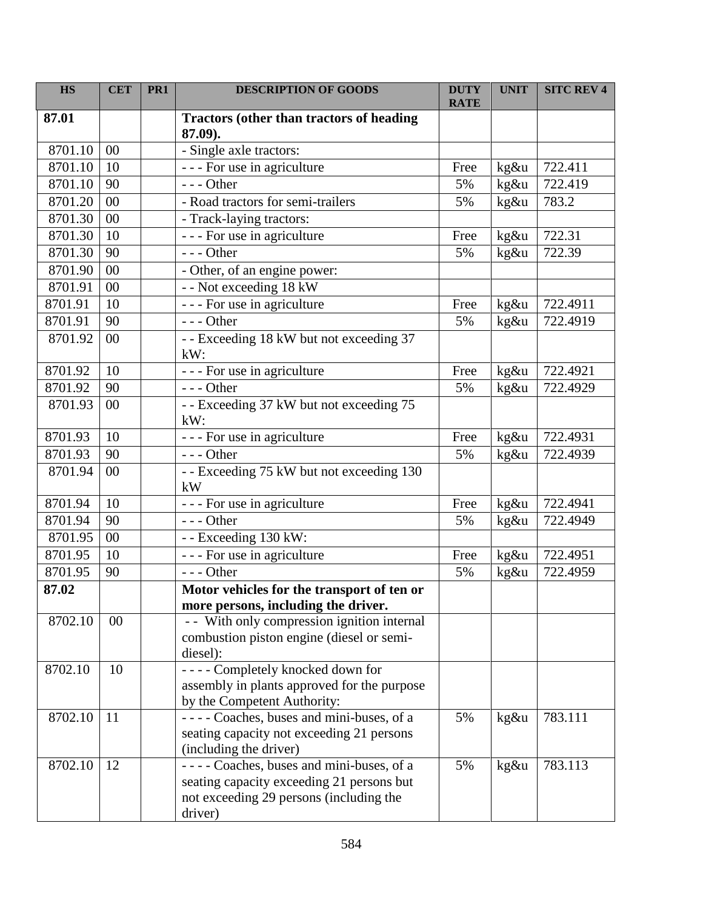| HS | CET | PR1 | DESCRIPTION OF GOODS | DUTY RATE | UNIT | SITC REV 4 |
|---|---|---|---|---|---|---|
| **87.01** | | | **Tractors (other than tractors of heading 87.09).** | | | |
| 8701.10 | 00 | | - Single axle tractors: | | | |
| 8701.10 | 10 | | - - - For use in agriculture | Free | kg&u | 722.411 |
| 8701.10 | 90 | | - - - Other | 5% | kg&u | 722.419 |
| 8701.20 | 00 | | - Road tractors for semi-trailers | 5% | kg&u | 783.2 |
| 8701.30 | 00 | | - Track-laying tractors: | | | |
| 8701.30 | 10 | | - - - For use in agriculture | Free | kg&u | 722.31 |
| 8701.30 | 90 | | - - - Other | 5% | kg&u | 722.39 |
| 8701.90 | 00 | | - Other, of an engine power: | | | |
| 8701.91 | 00 | | - - Not exceeding 18 kW | | | |
| 8701.91 | 10 | | - - - For use in agriculture | Free | kg&u | 722.4911 |
| 8701.91 | 90 | | - - - Other | 5% | kg&u | 722.4919 |
| 8701.92 | 00 | | - - Exceeding 18 kW but not exceeding 37 kW: | | | |
| 8701.92 | 10 | | - - - For use in agriculture | Free | kg&u | 722.4921 |
| 8701.92 | 90 | | - - - Other | 5% | kg&u | 722.4929 |
| 8701.93 | 00 | | - - Exceeding 37 kW but not exceeding 75 kW: | | | |
| 8701.93 | 10 | | - - - For use in agriculture | Free | kg&u | 722.4931 |
| 8701.93 | 90 | | - - - Other | 5% | kg&u | 722.4939 |
| 8701.94 | 00 | | - - Exceeding 75 kW but not exceeding 130 kW | | | |
| 8701.94 | 10 | | - - - For use in agriculture | Free | kg&u | 722.4941 |
| 8701.94 | 90 | | - - - Other | 5% | kg&u | 722.4949 |
| 8701.95 | 00 | | - - Exceeding 130 kW: | | | |
| 8701.95 | 10 | | - - - For use in agriculture | Free | kg&u | 722.4951 |
| 8701.95 | 90 | | - - - Other | 5% | kg&u | 722.4959 |
| **87.02** | | | **Motor vehicles for the transport of ten or more persons, including the driver.** | | | |
| 8702.10 | 00 | | - - With only compression ignition internal combustion piston engine (diesel or semi-diesel): | | | |
| 8702.10 | 10 | | - - - - Completely knocked down for assembly in plants approved for the purpose by the Competent Authority: | | | |
| 8702.10 | 11 | | - - - - Coaches, buses and mini-buses, of a seating capacity not exceeding 21 persons (including the driver) | 5% | kg&u | 783.111 |
| 8702.10 | 12 | | - - - - Coaches, buses and mini-buses, of a seating capacity exceeding 21 persons but not exceeding 29 persons (including the driver) | 5% | kg&u | 783.113 |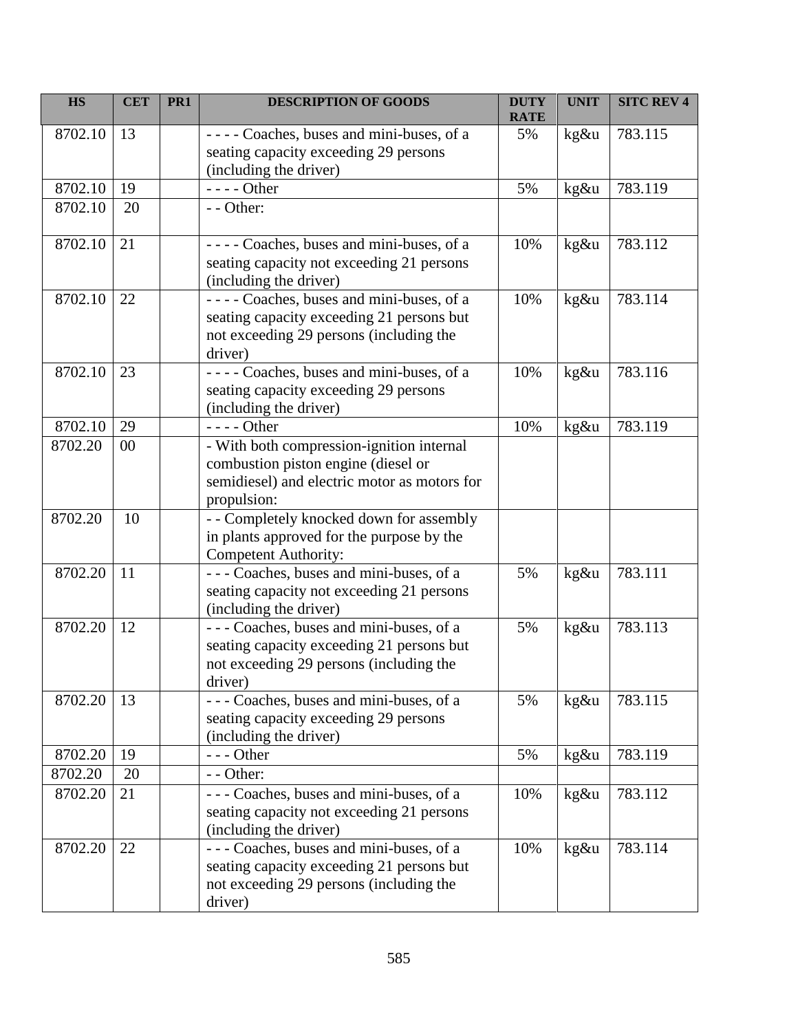| HS | CET | PR1 | DESCRIPTION OF GOODS | DUTY RATE | UNIT | SITC REV 4 |
|---|---|---|---|---|---|---|
| 8702.10 | 13 | | - - - - Coaches, buses and mini-buses, of a seating capacity exceeding 29 persons (including the driver) | 5% | kg&u | 783.115 |
| 8702.10 | 19 | | - - - - Other | 5% | kg&u | 783.119 |
| 8702.10 | 20 | | - - Other: | | | |
| 8702.10 | 21 | | - - - - Coaches, buses and mini-buses, of a seating capacity not exceeding 21 persons (including the driver) | 10% | kg&u | 783.112 |
| 8702.10 | 22 | | - - - - Coaches, buses and mini-buses, of a seating capacity exceeding 21 persons but not exceeding 29 persons (including the driver) | 10% | kg&u | 783.114 |
| 8702.10 | 23 | | - - - - Coaches, buses and mini-buses, of a seating capacity exceeding 29 persons (including the driver) | 10% | kg&u | 783.116 |
| 8702.10 | 29 | | - - - - Other | 10% | kg&u | 783.119 |
| 8702.20 | 00 | | - With both compression-ignition internal combustion piston engine (diesel or semidiesel) and electric motor as motors for propulsion: | | | |
| 8702.20 | 10 | | - - Completely knocked down for assembly in plants approved for the purpose by the Competent Authority: | | | |
| 8702.20 | 11 | | - - - Coaches, buses and mini-buses, of a seating capacity not exceeding 21 persons (including the driver) | 5% | kg&u | 783.111 |
| 8702.20 | 12 | | - - - Coaches, buses and mini-buses, of a seating capacity exceeding 21 persons but not exceeding 29 persons (including the driver) | 5% | kg&u | 783.113 |
| 8702.20 | 13 | | - - - Coaches, buses and mini-buses, of a seating capacity exceeding 29 persons (including the driver) | 5% | kg&u | 783.115 |
| 8702.20 | 19 | | - - - Other | 5% | kg&u | 783.119 |
| 8702.20 | 20 | | - - Other: | | | |
| 8702.20 | 21 | | - - - Coaches, buses and mini-buses, of a seating capacity not exceeding 21 persons (including the driver) | 10% | kg&u | 783.112 |
| 8702.20 | 22 | | - - - Coaches, buses and mini-buses, of a seating capacity exceeding 21 persons but not exceeding 29 persons (including the driver) | 10% | kg&u | 783.114 |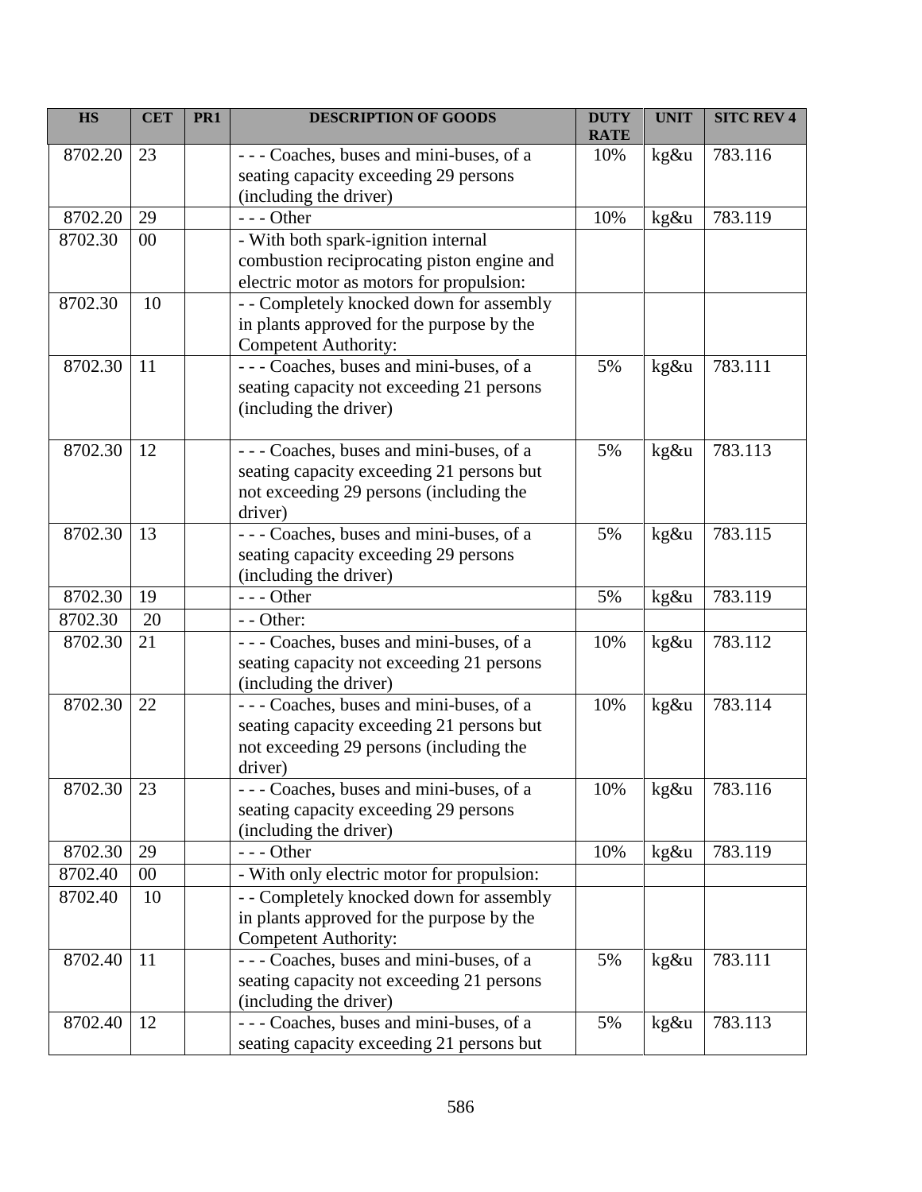| HS | CET | PR1 | DESCRIPTION OF GOODS | DUTY RATE | UNIT | SITC REV 4 |
|---|---|---|---|---|---|---|
| 8702.20 | 23 | | - - - Coaches, buses and mini-buses, of a seating capacity exceeding 29 persons (including the driver) | 10% | kg&u | 783.116 |
| 8702.20 | 29 | | - - - Other | 10% | kg&u | 783.119 |
| 8702.30 | 00 | | - With both spark-ignition internal combustion reciprocating piston engine and electric motor as motors for propulsion: | | | |
| 8702.30 | 10 | | - - Completely knocked down for assembly in plants approved for the purpose by the Competent Authority: | | | |
| 8702.30 | 11 | | - - - Coaches, buses and mini-buses, of a seating capacity not exceeding 21 persons (including the driver) | 5% | kg&u | 783.111 |
| 8702.30 | 12 | | - - - Coaches, buses and mini-buses, of a seating capacity exceeding 21 persons but not exceeding 29 persons (including the driver) | 5% | kg&u | 783.113 |
| 8702.30 | 13 | | - - - Coaches, buses and mini-buses, of a seating capacity exceeding 29 persons (including the driver) | 5% | kg&u | 783.115 |
| 8702.30 | 19 | | - - - Other | 5% | kg&u | 783.119 |
| 8702.30 | 20 | | - - Other: | | | |
| 8702.30 | 21 | | - - - Coaches, buses and mini-buses, of a seating capacity not exceeding 21 persons (including the driver) | 10% | kg&u | 783.112 |
| 8702.30 | 22 | | - - - Coaches, buses and mini-buses, of a seating capacity exceeding 21 persons but not exceeding 29 persons (including the driver) | 10% | kg&u | 783.114 |
| 8702.30 | 23 | | - - - Coaches, buses and mini-buses, of a seating capacity exceeding 29 persons (including the driver) | 10% | kg&u | 783.116 |
| 8702.30 | 29 | | - - - Other | 10% | kg&u | 783.119 |
| 8702.40 | 00 | | - With only electric motor for propulsion: | | | |
| 8702.40 | 10 | | - - Completely knocked down for assembly in plants approved for the purpose by the Competent Authority: | | | |
| 8702.40 | 11 | | - - - Coaches, buses and mini-buses, of a seating capacity not exceeding 21 persons (including the driver) | 5% | kg&u | 783.111 |
| 8702.40 | 12 | | - - - Coaches, buses and mini-buses, of a seating capacity exceeding 21 persons but | 5% | kg&u | 783.113 |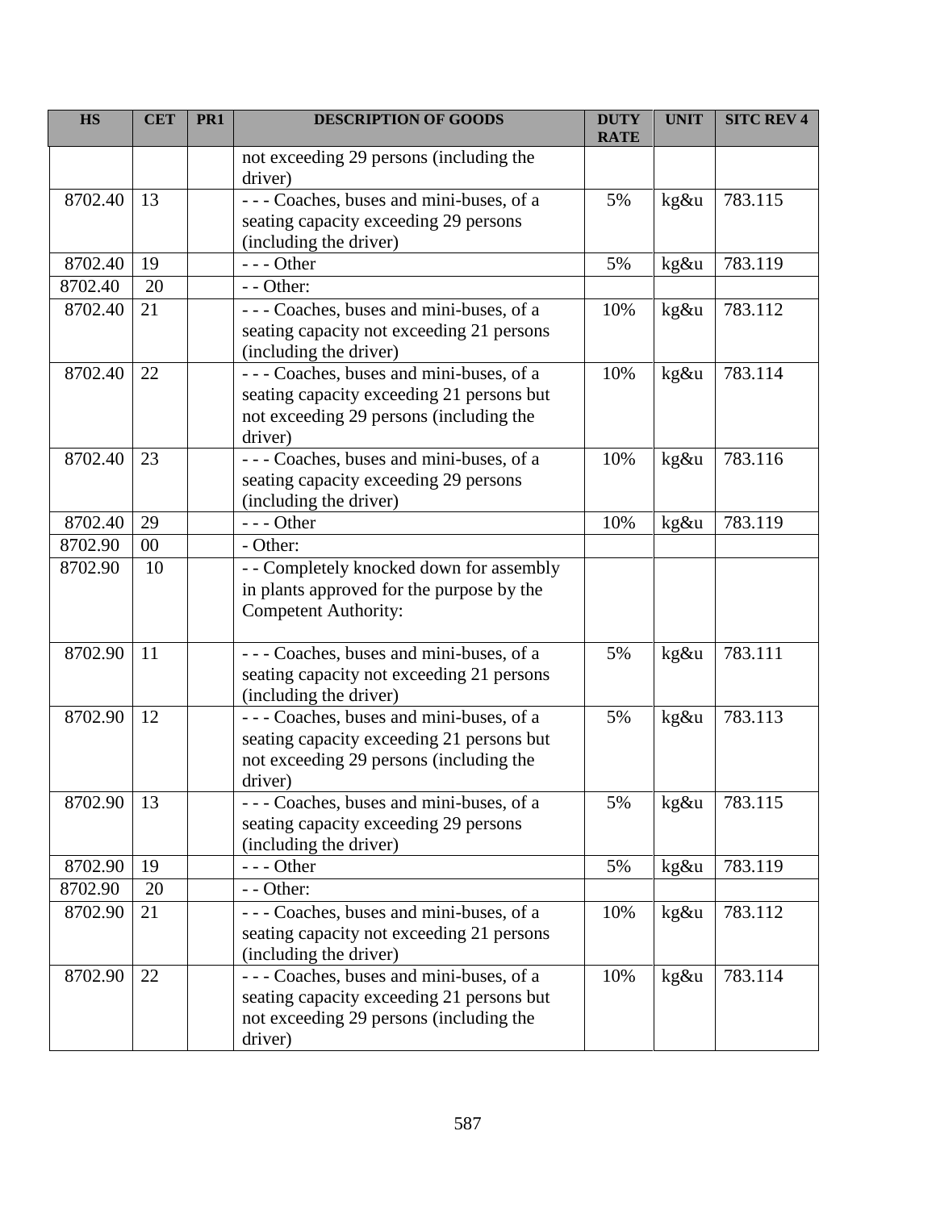| HS | CET | PR1 | DESCRIPTION OF GOODS | DUTY RATE | UNIT | SITC REV 4 |
|---|---|---|---|---|---|---|
| | | | not exceeding 29 persons (including the driver) | | | |
| 8702.40 | 13 | | - - - Coaches, buses and mini-buses, of a seating capacity exceeding 29 persons (including the driver) | 5% | kg&u | 783.115 |
| 8702.40 | 19 | | - - - Other | 5% | kg&u | 783.119 |
| 8702.40 | 20 | | - - Other: | | | |
| 8702.40 | 21 | | - - - Coaches, buses and mini-buses, of a seating capacity not exceeding 21 persons (including the driver) | 10% | kg&u | 783.112 |
| 8702.40 | 22 | | - - - Coaches, buses and mini-buses, of a seating capacity exceeding 21 persons but not exceeding 29 persons (including the driver) | 10% | kg&u | 783.114 |
| 8702.40 | 23 | | - - - Coaches, buses and mini-buses, of a seating capacity exceeding 29 persons (including the driver) | 10% | kg&u | 783.116 |
| 8702.40 | 29 | | - - - Other | 10% | kg&u | 783.119 |
| 8702.90 | 00 | | - Other: | | | |
| 8702.90 | 10 | | - - Completely knocked down for assembly in plants approved for the purpose by the Competent Authority: | | | |
| 8702.90 | 11 | | - - - Coaches, buses and mini-buses, of a seating capacity not exceeding 21 persons (including the driver) | 5% | kg&u | 783.111 |
| 8702.90 | 12 | | - - - Coaches, buses and mini-buses, of a seating capacity exceeding 21 persons but not exceeding 29 persons (including the driver) | 5% | kg&u | 783.113 |
| 8702.90 | 13 | | - - - Coaches, buses and mini-buses, of a seating capacity exceeding 29 persons (including the driver) | 5% | kg&u | 783.115 |
| 8702.90 | 19 | | - - - Other | 5% | kg&u | 783.119 |
| 8702.90 | 20 | | - - Other: | | | |
| 8702.90 | 21 | | - - - Coaches, buses and mini-buses, of a seating capacity not exceeding 21 persons (including the driver) | 10% | kg&u | 783.112 |
| 8702.90 | 22 | | - - - Coaches, buses and mini-buses, of a seating capacity exceeding 21 persons but not exceeding 29 persons (including the driver) | 10% | kg&u | 783.114 |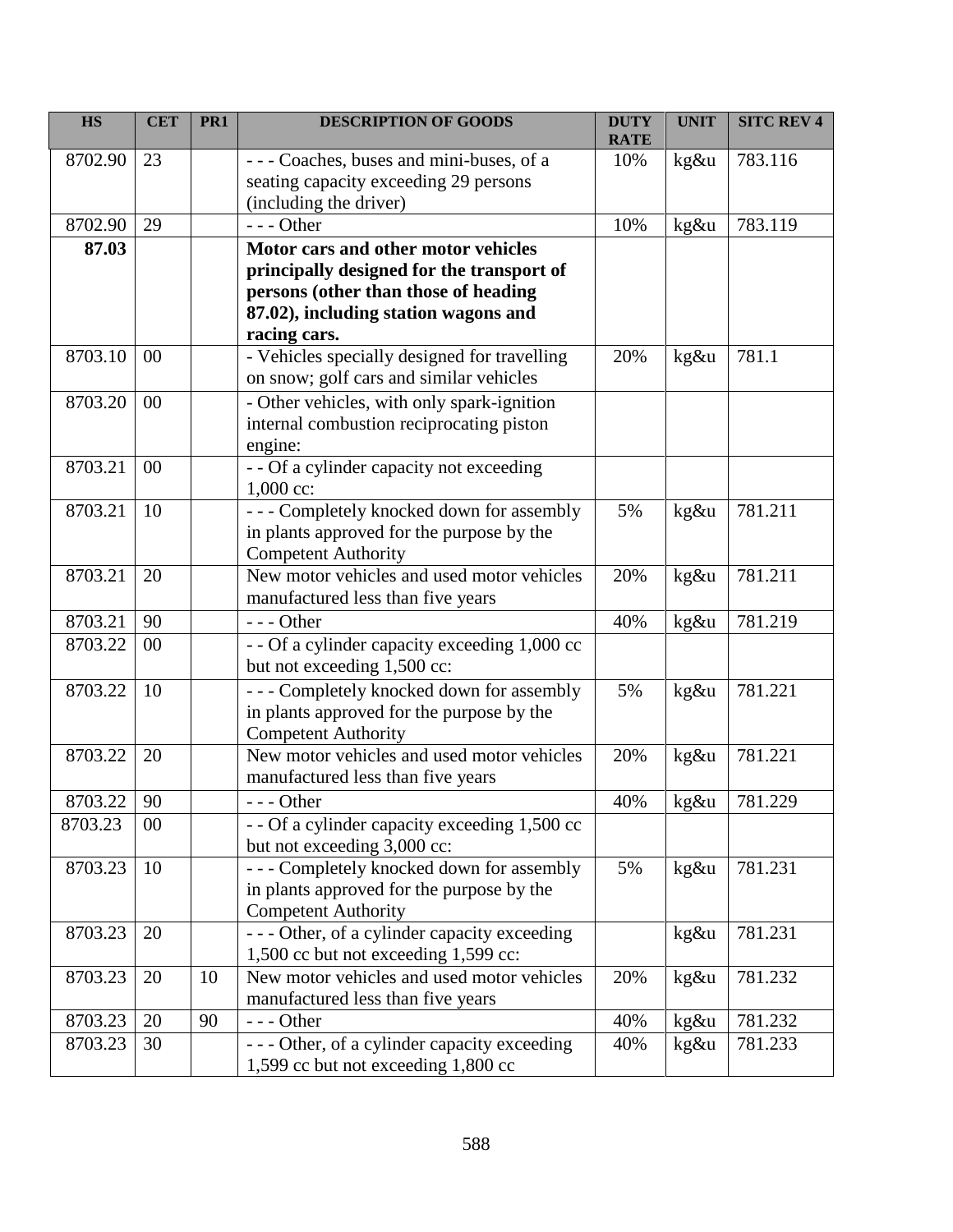| HS | CET | PR1 | DESCRIPTION OF GOODS | DUTY RATE | UNIT | SITC REV 4 |
|---|---|---|---|---|---|---|
| 8702.90 | 23 | | - - - Coaches, buses and mini-buses, of a seating capacity exceeding 29 persons (including the driver) | 10% | kg&u | 783.116 |
| 8702.90 | 29 | | - - - Other | 10% | kg&u | 783.119 |
| **87.03** | | | **Motor cars and other motor vehicles principally designed for the transport of persons (other than those of heading 87.02), including station wagons and racing cars.** | | | |
| 8703.10 | 00 | | - Vehicles specially designed for travelling on snow; golf cars and similar vehicles | 20% | kg&u | 781.1 |
| 8703.20 | 00 | | - Other vehicles, with only spark-ignition internal combustion reciprocating piston engine: | | | |
| 8703.21 | 00 | | - - Of a cylinder capacity not exceeding 1,000 cc: | | | |
| 8703.21 | 10 | | - - - Completely knocked down for assembly in plants approved for the purpose by the Competent Authority | 5% | kg&u | 781.211 |
| 8703.21 | 20 | | New motor vehicles and used motor vehicles manufactured less than five years | 20% | kg&u | 781.211 |
| 8703.21 | 90 | | - - - Other | 40% | kg&u | 781.219 |
| 8703.22 | 00 | | - - Of a cylinder capacity exceeding 1,000 cc but not exceeding 1,500 cc: | | | |
| 8703.22 | 10 | | - - - Completely knocked down for assembly in plants approved for the purpose by the Competent Authority | 5% | kg&u | 781.221 |
| 8703.22 | 20 | | New motor vehicles and used motor vehicles manufactured less than five years | 20% | kg&u | 781.221 |
| 8703.22 | 90 | | - - - Other | 40% | kg&u | 781.229 |
| 8703.23 | 00 | | - - Of a cylinder capacity exceeding 1,500 cc but not exceeding 3,000 cc: | | | |
| 8703.23 | 10 | | - - - Completely knocked down for assembly in plants approved for the purpose by the Competent Authority | 5% | kg&u | 781.231 |
| 8703.23 | 20 | | - - - Other, of a cylinder capacity exceeding 1,500 cc but not exceeding 1,599 cc: | | kg&u | 781.231 |
| 8703.23 | 20 | 10 | New motor vehicles and used motor vehicles manufactured less than five years | 20% | kg&u | 781.232 |
| 8703.23 | 20 | 90 | - - - Other | 40% | kg&u | 781.232 |
| 8703.23 | 30 | | - - - Other, of a cylinder capacity exceeding 1,599 cc but not exceeding 1,800 cc | 40% | kg&u | 781.233 |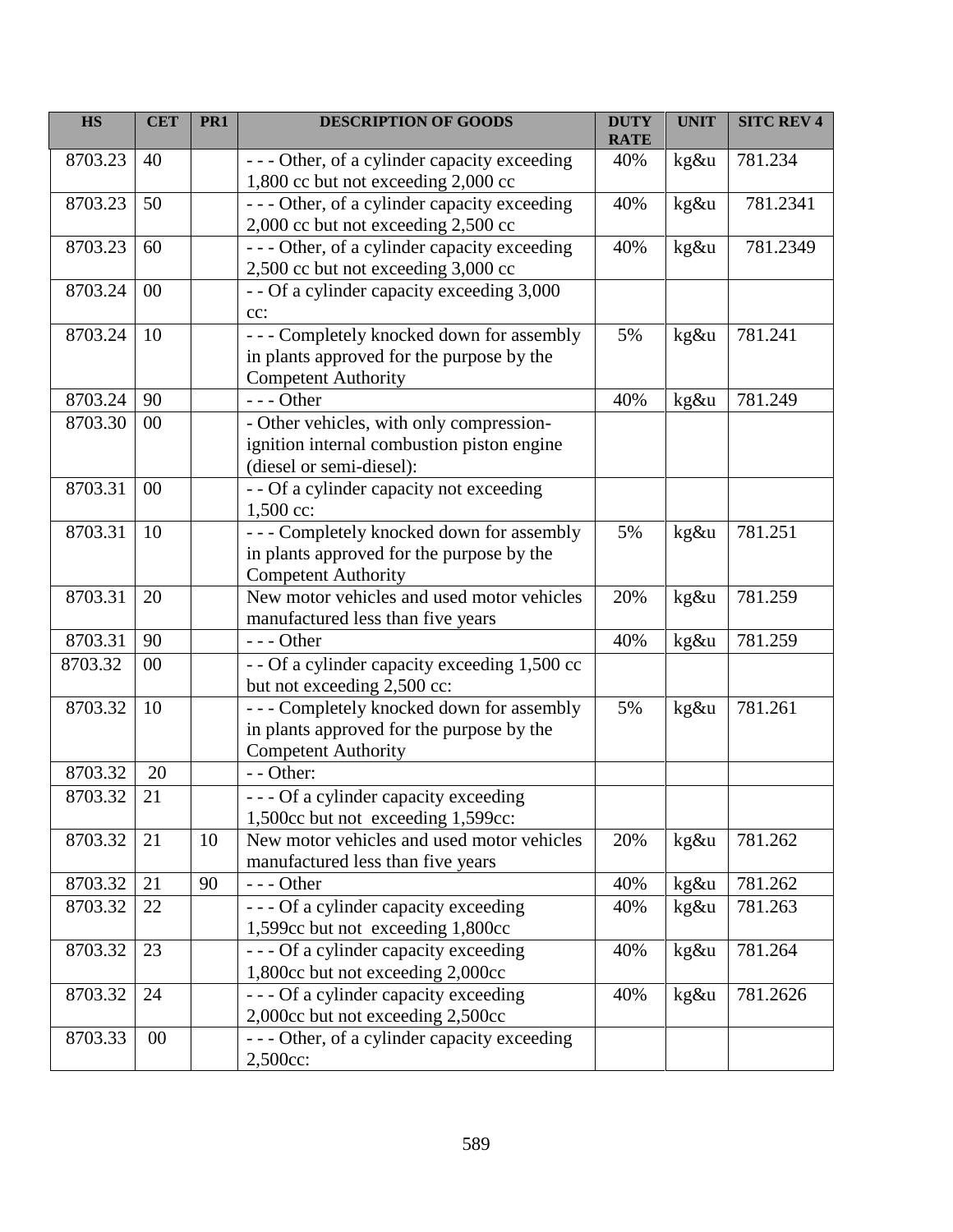| HS | CET | PR1 | DESCRIPTION OF GOODS | DUTY RATE | UNIT | SITC REV 4 |
|---|---|---|---|---|---|---|
| 8703.23 | 40 | | - - - Other, of a cylinder capacity exceeding 1,800 cc but not exceeding 2,000 cc | 40% | kg&u | 781.234 |
| 8703.23 | 50 | | - - - Other, of a cylinder capacity exceeding 2,000 cc but not exceeding 2,500 cc | 40% | kg&u | 781.2341 |
| 8703.23 | 60 | | - - - Other, of a cylinder capacity exceeding 2,500 cc but not exceeding 3,000 cc | 40% | kg&u | 781.2349 |
| 8703.24 | 00 | | - - Of a cylinder capacity exceeding 3,000 cc: | | | |
| 8703.24 | 10 | | - - - Completely knocked down for assembly in plants approved for the purpose by the Competent Authority | 5% | kg&u | 781.241 |
| 8703.24 | 90 | | - - - Other | 40% | kg&u | 781.249 |
| 8703.30 | 00 | | - Other vehicles, with only compression-ignition internal combustion piston engine (diesel or semi-diesel): | | | |
| 8703.31 | 00 | | - - Of a cylinder capacity not exceeding 1,500 cc: | | | |
| 8703.31 | 10 | | - - - Completely knocked down for assembly in plants approved for the purpose by the Competent Authority | 5% | kg&u | 781.251 |
| 8703.31 | 20 | | New motor vehicles and used motor vehicles manufactured less than five years | 20% | kg&u | 781.259 |
| 8703.31 | 90 | | - - - Other | 40% | kg&u | 781.259 |
| 8703.32 | 00 | | - - Of a cylinder capacity exceeding 1,500 cc but not exceeding 2,500 cc: | | | |
| 8703.32 | 10 | | - - - Completely knocked down for assembly in plants approved for the purpose by the Competent Authority | 5% | kg&u | 781.261 |
| 8703.32 | 20 | | - - Other: | | | |
| 8703.32 | 21 | | - - - Of a cylinder capacity exceeding 1,500cc but not exceeding 1,599cc: | | | |
| 8703.32 | 21 | 10 | New motor vehicles and used motor vehicles manufactured less than five years | 20% | kg&u | 781.262 |
| 8703.32 | 21 | 90 | - - - Other | 40% | kg&u | 781.262 |
| 8703.32 | 22 | | - - - Of a cylinder capacity exceeding 1,599cc but not exceeding 1,800cc | 40% | kg&u | 781.263 |
| 8703.32 | 23 | | - - - Of a cylinder capacity exceeding 1,800cc but not exceeding 2,000cc | 40% | kg&u | 781.264 |
| 8703.32 | 24 | | - - - Of a cylinder capacity exceeding 2,000cc but not exceeding 2,500cc | 40% | kg&u | 781.2626 |
| 8703.33 | 00 | | - - - Other, of a cylinder capacity exceeding 2,500cc: | | | |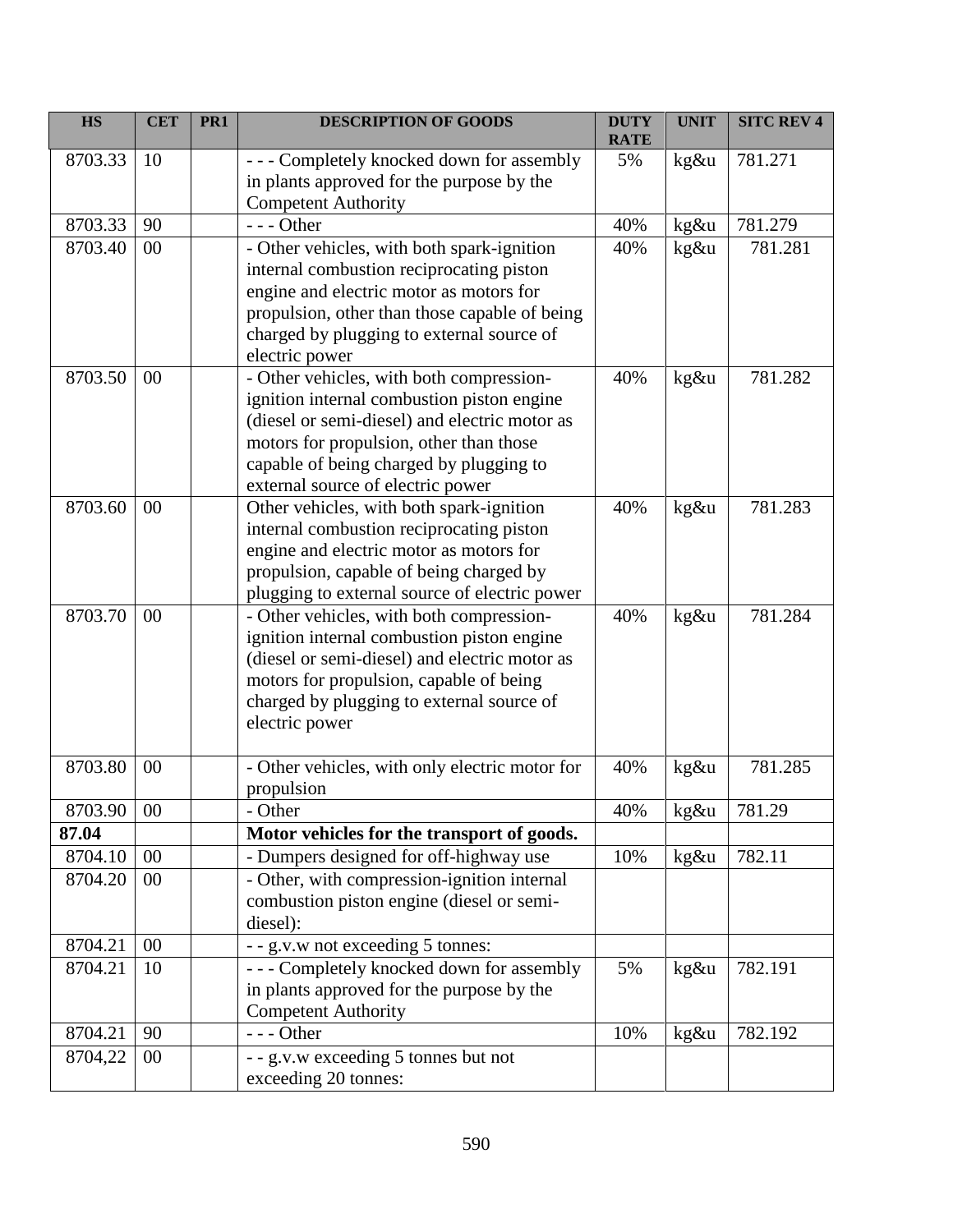| HS | CET | PR1 | DESCRIPTION OF GOODS | DUTY RATE | UNIT | SITC REV 4 |
|---|---|---|---|---|---|---|
| 8703.33 | 10 | | - - - Completely knocked down for assembly in plants approved for the purpose by the Competent Authority | 5% | kg&u | 781.271 |
| 8703.33 | 90 | | - - - Other | 40% | kg&u | 781.279 |
| 8703.40 | 00 | | - Other vehicles, with both spark-ignition internal combustion reciprocating piston engine and electric motor as motors for propulsion, other than those capable of being charged by plugging to external source of electric power | 40% | kg&u | 781.281 |
| 8703.50 | 00 | | - Other vehicles, with both compression-ignition internal combustion piston engine (diesel or semi-diesel) and electric motor as motors for propulsion, other than those capable of being charged by plugging to external source of electric power | 40% | kg&u | 781.282 |
| 8703.60 | 00 | | Other vehicles, with both spark-ignition internal combustion reciprocating piston engine and electric motor as motors for propulsion, capable of being charged by plugging to external source of electric power | 40% | kg&u | 781.283 |
| 8703.70 | 00 | | - Other vehicles, with both compression-ignition internal combustion piston engine (diesel or semi-diesel) and electric motor as motors for propulsion, capable of being charged by plugging to external source of electric power | 40% | kg&u | 781.284 |
| 8703.80 | 00 | | - Other vehicles, with only electric motor for propulsion | 40% | kg&u | 781.285 |
| 8703.90 | 00 | | - Other | 40% | kg&u | 781.29 |
| **87.04** | | | **Motor vehicles for the transport of goods.** | | | |
| 8704.10 | 00 | | - Dumpers designed for off-highway use | 10% | kg&u | 782.11 |
| 8704.20 | 00 | | - Other, with compression-ignition internal combustion piston engine (diesel or semi-diesel): | | | |
| 8704.21 | 00 | | - - g.v.w not exceeding 5 tonnes: | | | |
| 8704.21 | 10 | | - - - Completely knocked down for assembly in plants approved for the purpose by the Competent Authority | 5% | kg&u | 782.191 |
| 8704.21 | 90 | | - - - Other | 10% | kg&u | 782.192 |
| 8704,22 | 00 | | - - g.v.w exceeding 5 tonnes but not exceeding 20 tonnes: | | | |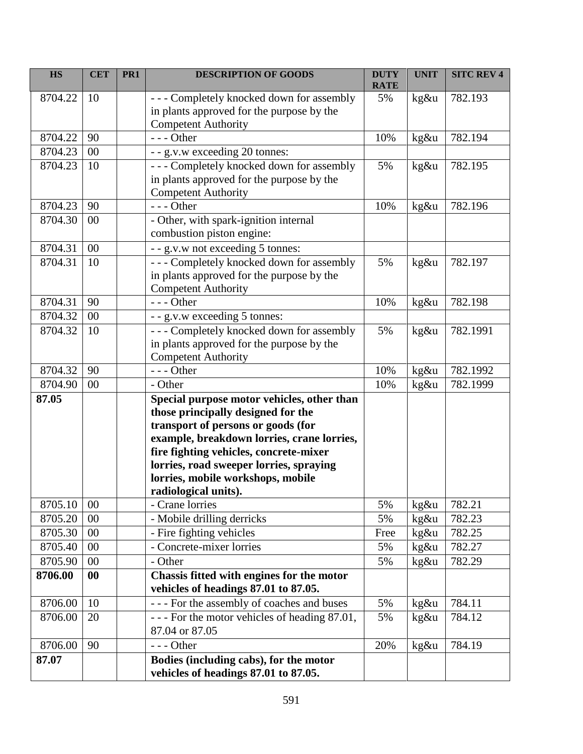| HS | CET | PR1 | DESCRIPTION OF GOODS | DUTY RATE | UNIT | SITC REV 4 |
|---|---|---|---|---|---|---|
| 8704.22 | 10 | | - - - Completely knocked down for assembly in plants approved for the purpose by the Competent Authority | 5% | kg&u | 782.193 |
| 8704.22 | 90 | | - - - Other | 10% | kg&u | 782.194 |
| 8704.23 | 00 | | - - g.v.w exceeding 20 tonnes: | | | |
| 8704.23 | 10 | | - - - Completely knocked down for assembly in plants approved for the purpose by the Competent Authority | 5% | kg&u | 782.195 |
| 8704.23 | 90 | | - - - Other | 10% | kg&u | 782.196 |
| 8704.30 | 00 | | - Other, with spark-ignition internal combustion piston engine: | | | |
| 8704.31 | 00 | | - - g.v.w not exceeding 5 tonnes: | | | |
| 8704.31 | 10 | | - - - Completely knocked down for assembly in plants approved for the purpose by the Competent Authority | 5% | kg&u | 782.197 |
| 8704.31 | 90 | | - - - Other | 10% | kg&u | 782.198 |
| 8704.32 | 00 | | - - g.v.w exceeding 5 tonnes: | | | |
| 8704.32 | 10 | | - - - Completely knocked down for assembly in plants approved for the purpose by the Competent Authority | 5% | kg&u | 782.1991 |
| 8704.32 | 90 | | - - - Other | 10% | kg&u | 782.1992 |
| 8704.90 | 00 | | - Other | 10% | kg&u | 782.1999 |
| **87.05** | | | **Special purpose motor vehicles, other than those principally designed for the transport of persons or goods (for example, breakdown lorries, crane lorries, fire fighting vehicles, concrete-mixer lorries, road sweeper lorries, spraying lorries, mobile workshops, mobile radiological units).** | | | |
| 8705.10 | 00 | | - Crane lorries | 5% | kg&u | 782.21 |
| 8705.20 | 00 | | - Mobile drilling derricks | 5% | kg&u | 782.23 |
| 8705.30 | 00 | | - Fire fighting vehicles | Free | kg&u | 782.25 |
| 8705.40 | 00 | | - Concrete-mixer lorries | 5% | kg&u | 782.27 |
| 8705.90 | 00 | | - Other | 5% | kg&u | 782.29 |
| **8706.00** | **00** | | **Chassis fitted with engines for the motor vehicles of headings 87.01 to 87.05.** | | | |
| 8706.00 | 10 | | - - - For the assembly of coaches and buses | 5% | kg&u | 784.11 |
| 8706.00 | 20 | | - - - For the motor vehicles of heading 87.01, 87.04 or 87.05 | 5% | kg&u | 784.12 |
| 8706.00 | 90 | | - - - Other | 20% | kg&u | 784.19 |
| **87.07** | | | **Bodies (including cabs), for the motor vehicles of headings 87.01 to 87.05.** | | | |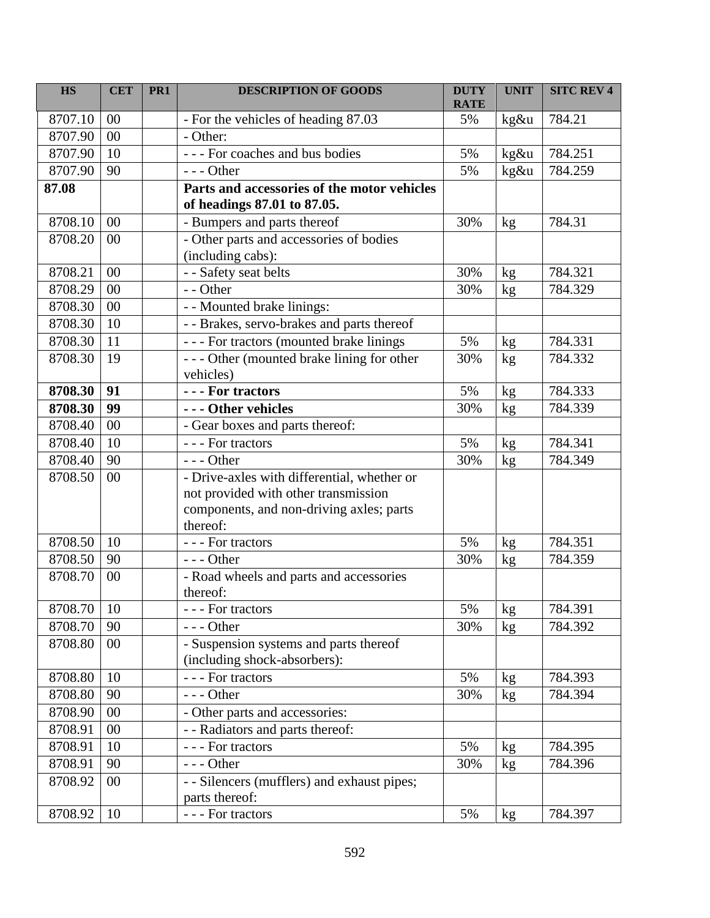| HS | CET | PR1 | DESCRIPTION OF GOODS | DUTY RATE | UNIT | SITC REV 4 |
|---|---|---|---|---|---|---|
| 8707.10 | 00 | | - For the vehicles of heading 87.03 | 5% | kg&u | 784.21 |
| 8707.90 | 00 | | - Other: | | | |
| 8707.90 | 10 | | - - - For coaches and bus bodies | 5% | kg&u | 784.251 |
| 8707.90 | 90 | | - - - Other | 5% | kg&u | 784.259 |
| **87.08** | | | **Parts and accessories of the motor vehicles of headings 87.01 to 87.05.** | | | |
| 8708.10 | 00 | | - Bumpers and parts thereof | 30% | kg | 784.31 |
| 8708.20 | 00 | | - Other parts and accessories of bodies (including cabs): | | | |
| 8708.21 | 00 | | - - Safety seat belts | 30% | kg | 784.321 |
| 8708.29 | 00 | | - - Other | 30% | kg | 784.329 |
| 8708.30 | 00 | | - - Mounted brake linings: | | | |
| 8708.30 | 10 | | - - Brakes, servo-brakes and parts thereof | | | |
| 8708.30 | 11 | | - - - For tractors (mounted brake linings | 5% | kg | 784.331 |
| 8708.30 | 19 | | - - - Other (mounted brake lining for other vehicles) | 30% | kg | 784.332 |
| **8708.30** | **91** | | **- - - For tractors** | 5% | kg | 784.333 |
| **8708.30** | **99** | | **- - - Other vehicles** | 30% | kg | 784.339 |
| 8708.40 | 00 | | - Gear boxes and parts thereof: | | | |
| 8708.40 | 10 | | - - - For tractors | 5% | kg | 784.341 |
| 8708.40 | 90 | | - - - Other | 30% | kg | 784.349 |
| 8708.50 | 00 | | - Drive-axles with differential, whether or not provided with other transmission components, and non-driving axles; parts thereof: | | | |
| 8708.50 | 10 | | - - - For tractors | 5% | kg | 784.351 |
| 8708.50 | 90 | | - - - Other | 30% | kg | 784.359 |
| 8708.70 | 00 | | - Road wheels and parts and accessories thereof: | | | |
| 8708.70 | 10 | | - - - For tractors | 5% | kg | 784.391 |
| 8708.70 | 90 | | - - - Other | 30% | kg | 784.392 |
| 8708.80 | 00 | | - Suspension systems and parts thereof (including shock-absorbers): | | | |
| 8708.80 | 10 | | - - - For tractors | 5% | kg | 784.393 |
| 8708.80 | 90 | | - - - Other | 30% | kg | 784.394 |
| 8708.90 | 00 | | - Other parts and accessories: | | | |
| 8708.91 | 00 | | - - Radiators and parts thereof: | | | |
| 8708.91 | 10 | | - - - For tractors | 5% | kg | 784.395 |
| 8708.91 | 90 | | - - - Other | 30% | kg | 784.396 |
| 8708.92 | 00 | | - - Silencers (mufflers) and exhaust pipes; parts thereof: | | | |
| 8708.92 | 10 | | - - - For tractors | 5% | kg | 784.397 |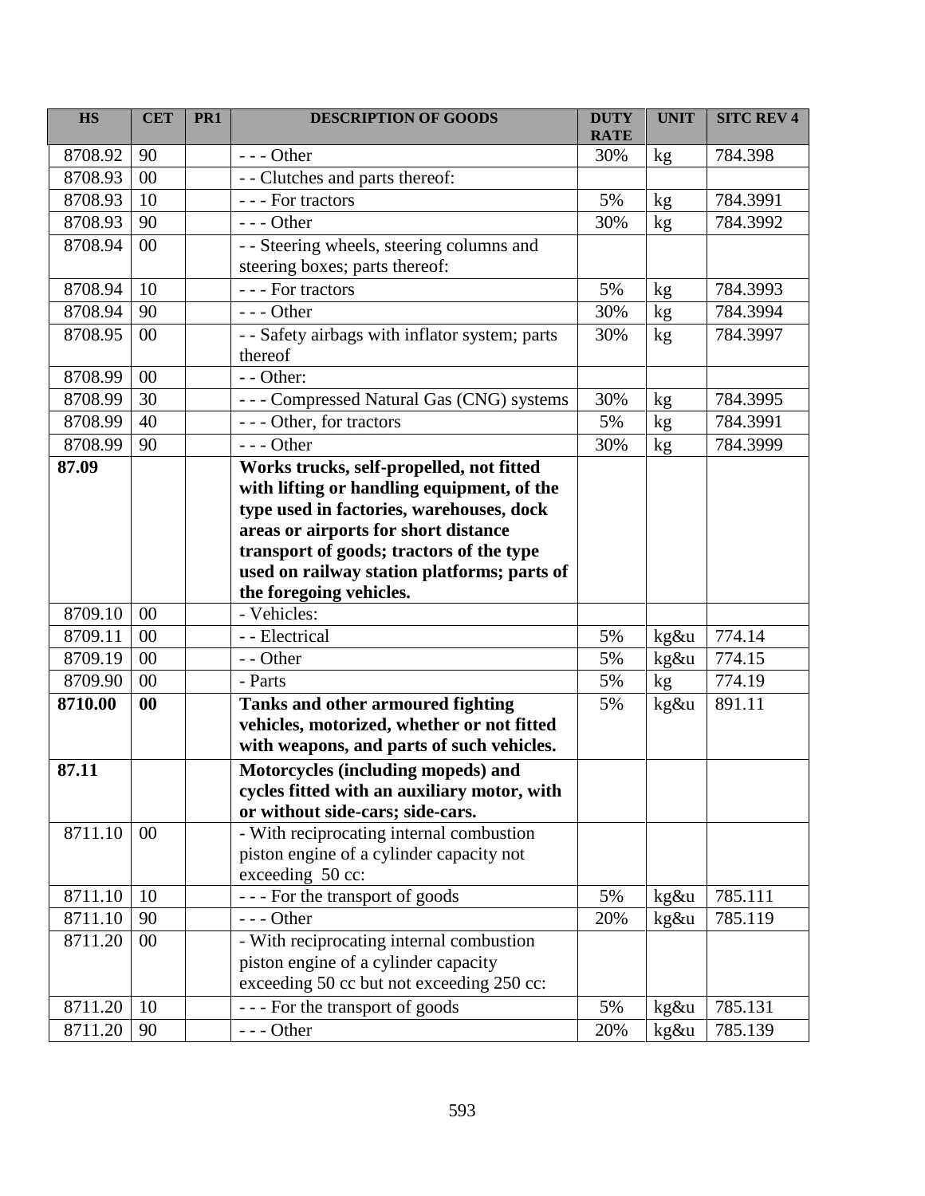| HS | CET | PR1 | DESCRIPTION OF GOODS | DUTY RATE | UNIT | SITC REV 4 |
|---|---|---|---|---|---|---|
| 8708.92 | 90 | | - - - Other | 30% | kg | 784.398 |
| 8708.93 | 00 | | - - Clutches and parts thereof: | | | |
| 8708.93 | 10 | | - - - For tractors | 5% | kg | 784.3991 |
| 8708.93 | 90 | | - - - Other | 30% | kg | 784.3992 |
| 8708.94 | 00 | | - - Steering wheels, steering columns and steering boxes; parts thereof: | | | |
| 8708.94 | 10 | | - - - For tractors | 5% | kg | 784.3993 |
| 8708.94 | 90 | | - - - Other | 30% | kg | 784.3994 |
| 8708.95 | 00 | | - - Safety airbags with inflator system; parts thereof | 30% | kg | 784.3997 |
| 8708.99 | 00 | | - - Other: | | | |
| 8708.99 | 30 | | - - - Compressed Natural Gas (CNG) systems | 30% | kg | 784.3995 |
| 8708.99 | 40 | | - - - Other, for tractors | 5% | kg | 784.3991 |
| 8708.99 | 90 | | - - - Other | 30% | kg | 784.3999 |
| **87.09** | | | **Works trucks, self-propelled, not fitted with lifting or handling equipment, of the type used in factories, warehouses, dock areas or airports for short distance transport of goods; tractors of the type used on railway station platforms; parts of the foregoing vehicles.** | | | |
| 8709.10 | 00 | | - Vehicles: | | | |
| 8709.11 | 00 | | - - Electrical | 5% | kg&u | 774.14 |
| 8709.19 | 00 | | - - Other | 5% | kg&u | 774.15 |
| 8709.90 | 00 | | - Parts | 5% | kg | 774.19 |
| **8710.00** | **00** | | **Tanks and other armoured fighting vehicles, motorized, whether or not fitted with weapons, and parts of such vehicles.** | 5% | kg&u | 891.11 |
| **87.11** | | | **Motorcycles (including mopeds) and cycles fitted with an auxiliary motor, with or without side-cars; side-cars.** | | | |
| 8711.10 | 00 | | - With reciprocating internal combustion piston engine of a cylinder capacity not exceeding 50 cc: | | | |
| 8711.10 | 10 | | - - - For the transport of goods | 5% | kg&u | 785.111 |
| 8711.10 | 90 | | - - - Other | 20% | kg&u | 785.119 |
| 8711.20 | 00 | | - With reciprocating internal combustion piston engine of a cylinder capacity exceeding 50 cc but not exceeding 250 cc: | | | |
| 8711.20 | 10 | | - - - For the transport of goods | 5% | kg&u | 785.131 |
| 8711.20 | 90 | | - - - Other | 20% | kg&u | 785.139 |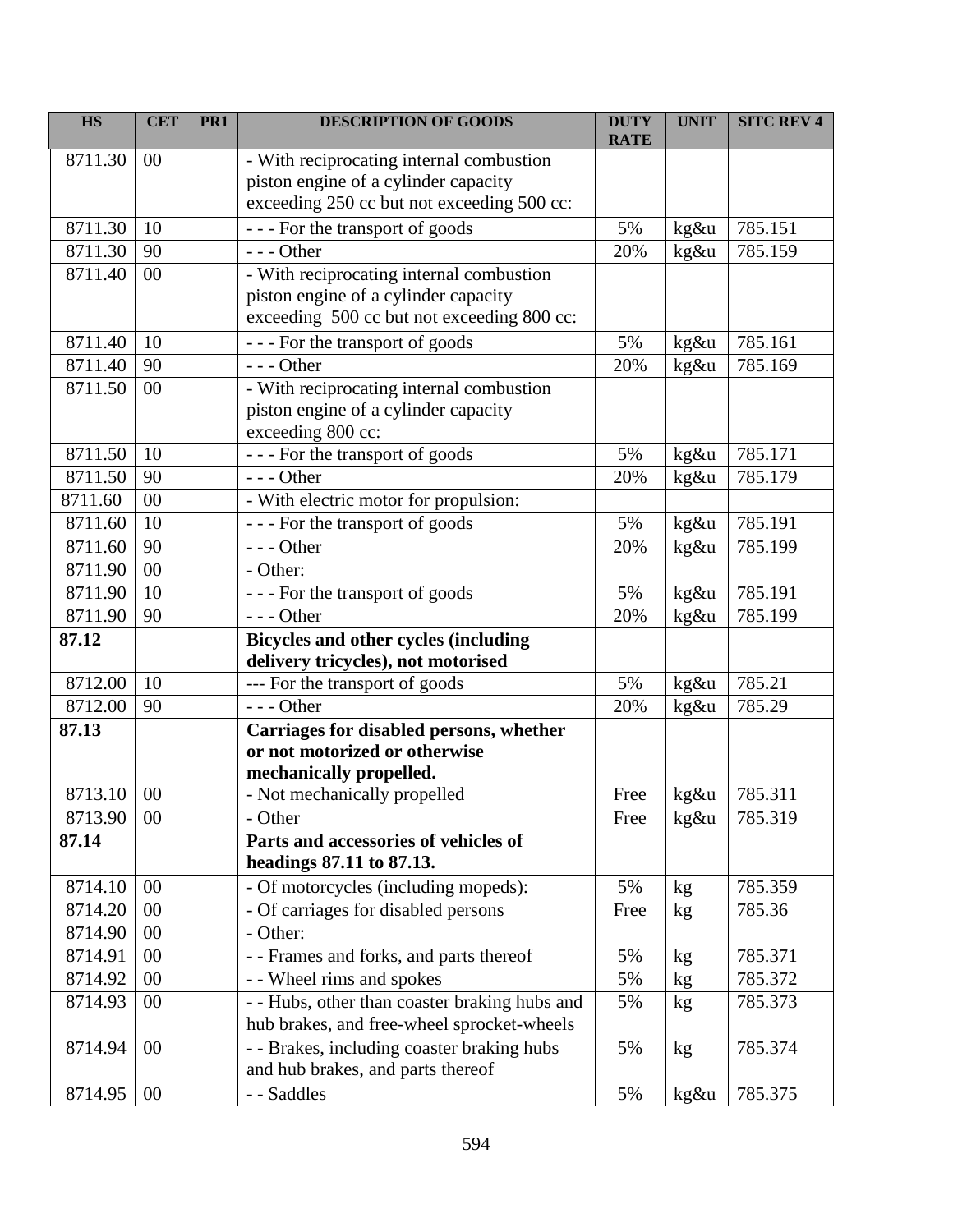| HS | CET | PR1 | DESCRIPTION OF GOODS | DUTY RATE | UNIT | SITC REV 4 |
|---|---|---|---|---|---|---|
| 8711.30 | 00 | | - With reciprocating internal combustion piston engine of a cylinder capacity exceeding 250 cc but not exceeding 500 cc: | | | |
| 8711.30 | 10 | | - - - For the transport of goods | 5% | kg&u | 785.151 |
| 8711.30 | 90 | | - - - Other | 20% | kg&u | 785.159 |
| 8711.40 | 00 | | - With reciprocating internal combustion piston engine of a cylinder capacity exceeding 500 cc but not exceeding 800 cc: | | | |
| 8711.40 | 10 | | - - - For the transport of goods | 5% | kg&u | 785.161 |
| 8711.40 | 90 | | - - - Other | 20% | kg&u | 785.169 |
| 8711.50 | 00 | | - With reciprocating internal combustion piston engine of a cylinder capacity exceeding 800 cc: | | | |
| 8711.50 | 10 | | - - - For the transport of goods | 5% | kg&u | 785.171 |
| 8711.50 | 90 | | - - - Other | 20% | kg&u | 785.179 |
| 8711.60 | 00 | | - With electric motor for propulsion: | | | |
| 8711.60 | 10 | | - - - For the transport of goods | 5% | kg&u | 785.191 |
| 8711.60 | 90 | | - - - Other | 20% | kg&u | 785.199 |
| 8711.90 | 00 | | - Other: | | | |
| 8711.90 | 10 | | - - - For the transport of goods | 5% | kg&u | 785.191 |
| 8711.90 | 90 | | - - - Other | 20% | kg&u | 785.199 |
| **87.12** | | | **Bicycles and other cycles (including delivery tricycles), not motorised** | | | |
| 8712.00 | 10 | | --- For the transport of goods | 5% | kg&u | 785.21 |
| 8712.00 | 90 | | - - - Other | 20% | kg&u | 785.29 |
| **87.13** | | | **Carriages for disabled persons, whether or not motorized or otherwise mechanically propelled.** | | | |
| 8713.10 | 00 | | - Not mechanically propelled | Free | kg&u | 785.311 |
| 8713.90 | 00 | | - Other | Free | kg&u | 785.319 |
| **87.14** | | | **Parts and accessories of vehicles of headings 87.11 to 87.13.** | | | |
| 8714.10 | 00 | | - Of motorcycles (including mopeds): | 5% | kg | 785.359 |
| 8714.20 | 00 | | - Of carriages for disabled persons | Free | kg | 785.36 |
| 8714.90 | 00 | | - Other: | | | |
| 8714.91 | 00 | | - - Frames and forks, and parts thereof | 5% | kg | 785.371 |
| 8714.92 | 00 | | - - Wheel rims and spokes | 5% | kg | 785.372 |
| 8714.93 | 00 | | - - Hubs, other than coaster braking hubs and hub brakes, and free-wheel sprocket-wheels | 5% | kg | 785.373 |
| 8714.94 | 00 | | - - Brakes, including coaster braking hubs and hub brakes, and parts thereof | 5% | kg | 785.374 |
| 8714.95 | 00 | | - - Saddles | 5% | kg&u | 785.375 |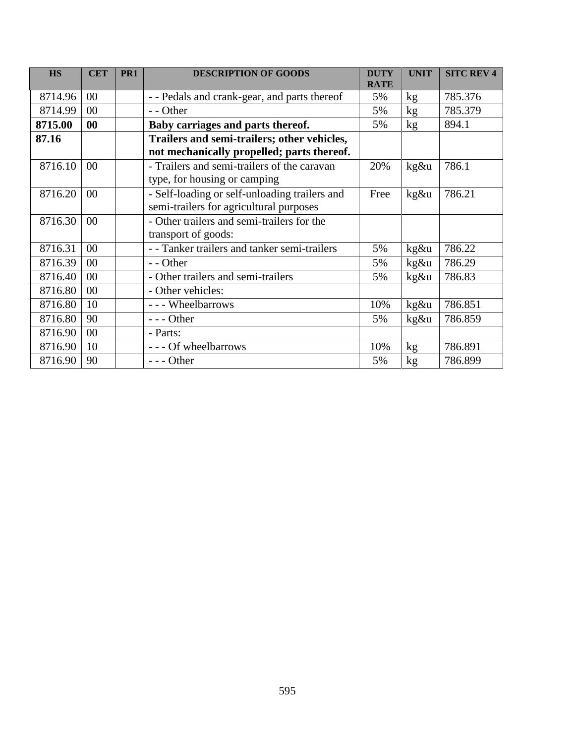| HS | CET | PR1 | DESCRIPTION OF GOODS | DUTY RATE | UNIT | SITC REV 4 |
|---|---|---|---|---|---|---|
| 8714.96 | 00 | | - - Pedals and crank-gear, and parts thereof | 5% | kg | 785.376 |
| 8714.99 | 00 | | - - Other | 5% | kg | 785.379 |
| **8715.00** | **00** | | **Baby carriages and parts thereof.** | 5% | kg | 894.1 |
| **87.16** | | | **Trailers and semi-trailers; other vehicles, not mechanically propelled; parts thereof.** | | | |
| 8716.10 | 00 | | - Trailers and semi-trailers of the caravan type, for housing or camping | 20% | kg&u | 786.1 |
| 8716.20 | 00 | | - Self-loading or self-unloading trailers and semi-trailers for agricultural purposes | Free | kg&u | 786.21 |
| 8716.30 | 00 | | - Other trailers and semi-trailers for the transport of goods: | | | |
| 8716.31 | 00 | | - - Tanker trailers and tanker semi-trailers | 5% | kg&u | 786.22 |
| 8716.39 | 00 | | - - Other | 5% | kg&u | 786.29 |
| 8716.40 | 00 | | - Other trailers and semi-trailers | 5% | kg&u | 786.83 |
| 8716.80 | 00 | | - Other vehicles: | | | |
| 8716.80 | 10 | | - - - Wheelbarrows | 10% | kg&u | 786.851 |
| 8716.80 | 90 | | - - - Other | 5% | kg&u | 786.859 |
| 8716.90 | 00 | | - Parts: | | | |
| 8716.90 | 10 | | - - - Of wheelbarrows | 10% | kg | 786.891 |
| 8716.90 | 90 | | - - - Other | 5% | kg | 786.899 |